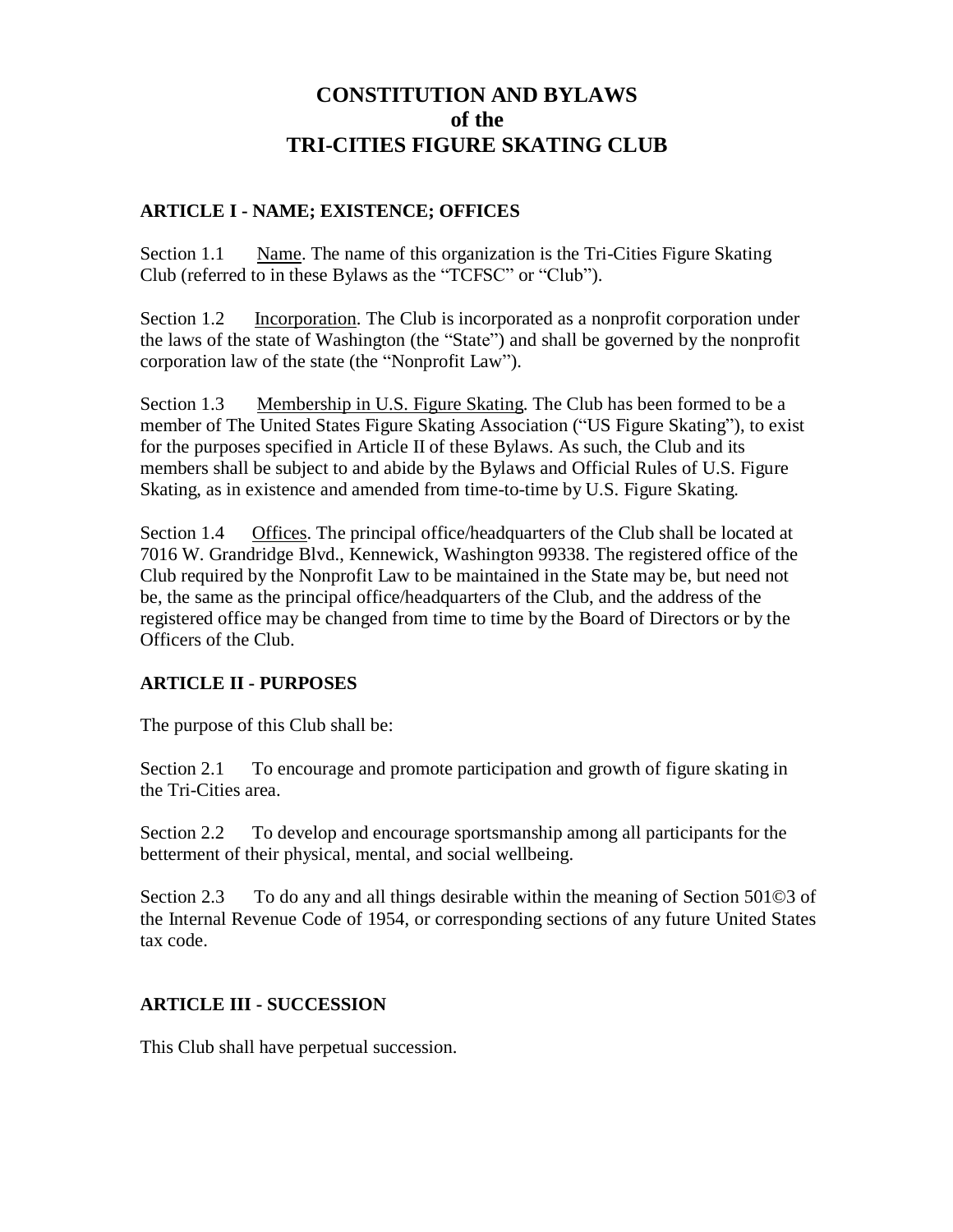# CONSTITUTION AND BYLAWS of the TRI-CITIES FIGURE SKATING CLUB

## ARTICLE I - NAME; EXISTENCE; OFFICES

Section 1.1 Name. The name of this organization is the Tri-Cities Figure Skating Club (referred to in these Bylaws as the "TCFSC" or "Club").

Section 1.2 Incorporation. The Club is incorporated as a nonprofit corporation under the laws of the state of Washington (the "State") and shall be governed by the nonprofit corporation law of the state (the "Nonprofit Law").

Section 1.3 Membership in U.S. Figure Skating. The Club has been formed to be a member of The United States Figure Skating Association ("US Figure Skating"), to exist for the purposes specified in Article II of these Bylaws. As such, the Club and its members shall be subject to and abide by the Bylaws and Official Rules of U.S. Figure Skating, as in existence and amended from time-to-time by U.S. Figure Skating.

Section 1.4 Offices. The principal office/headquarters of the Club shall be located at 7016 W. Grandridge Blvd., Kennewick, Washington 99338. The registered office of the Club required by the Nonprofit Law to be maintained in the State may be, but need not be, the same as the principal office/headquarters of the Club, and the address of the registered office may be changed from time to time by the Board of Directors or by the Officers of the Club.

## ARTICLE II - PURPOSES

The purpose of this Club shall be:

Section 2.1 To encourage and promote participation and growth of figure skating in the Tri-Cities area.

Section 2.2 To develop and encourage sportsmanship among all participants for the betterment of their physical, mental, and social wellbeing.

Section 2.3 To do any and all things desirable within the meaning of Section 501©3 of the Internal Revenue Code of 1954, or corresponding sections of any future United States tax code.

## ARTICLE III - SUCCESSION

This Club shall have perpetual succession.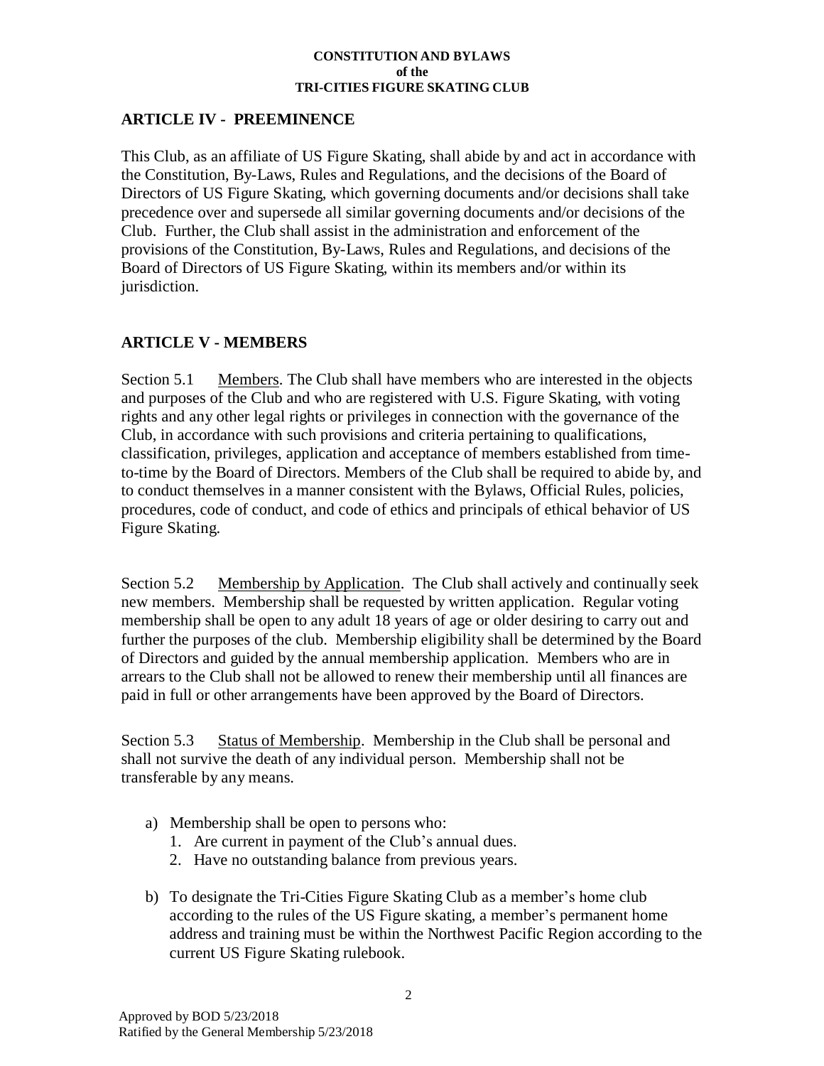## ARTICLE IV - PREEMINENCE

This Club, as an affiliate of US Figure Skating, shall abide by and act in accordance with the Constitution, By-Laws, Rules and Regulations, and the decisions of the Board of Directors of US Figure Skating, which governing documents and/or decisions shall take precedence over and supersede all similar governing documents and/or decisions of the Club. Further, the Club shall assist in the administration and enforcement of the provisions of the Constitution, By-Laws, Rules and Regulations, and decisions of the Board of Directors of US Figure Skating, within its members and/or within its jurisdiction.

## ARTICLE V - MEMBERS

Section 5.1 Members. The Club shall have members who are interested in the objects and purposes of the Club and who are registered with U.S. Figure Skating, with voting rights and any other legal rights or privileges in connection with the governance of the Club, in accordance with such provisions and criteria pertaining to qualifications, classification, privileges, application and acceptance of members established from time-to-time by the Board of Directors. Members of the Club shall be required to abide by, and to conduct themselves in a manner consistent with the Bylaws, Official Rules, policies, procedures, code of conduct, and code of ethics and principals of ethical behavior of US Figure Skating.

Section 5.2 Membership by Application. The Club shall actively and continually seek new members. Membership shall be requested by written application. Regular voting membership shall be open to any adult 18 years of age or older desiring to carry out and further the purposes of the club. Membership eligibility shall be determined by the Board of Directors and guided by the annual membership application. Members who are in arrears to the Club shall not be allowed to renew their membership until all finances are paid in full or other arrangements have been approved by the Board of Directors.

Section 5.3 Status of Membership. Membership in the Club shall be personal and shall not survive the death of any individual person. Membership shall not be transferable by any means.

a) Membership shall be open to persons who:
   1. Are current in payment of the Club's annual dues.
   2. Have no outstanding balance from previous years.

b) To designate the Tri-Cities Figure Skating Club as a member's home club according to the rules of the US Figure skating, a member's permanent home address and training must be within the Northwest Pacific Region according to the current US Figure Skating rulebook.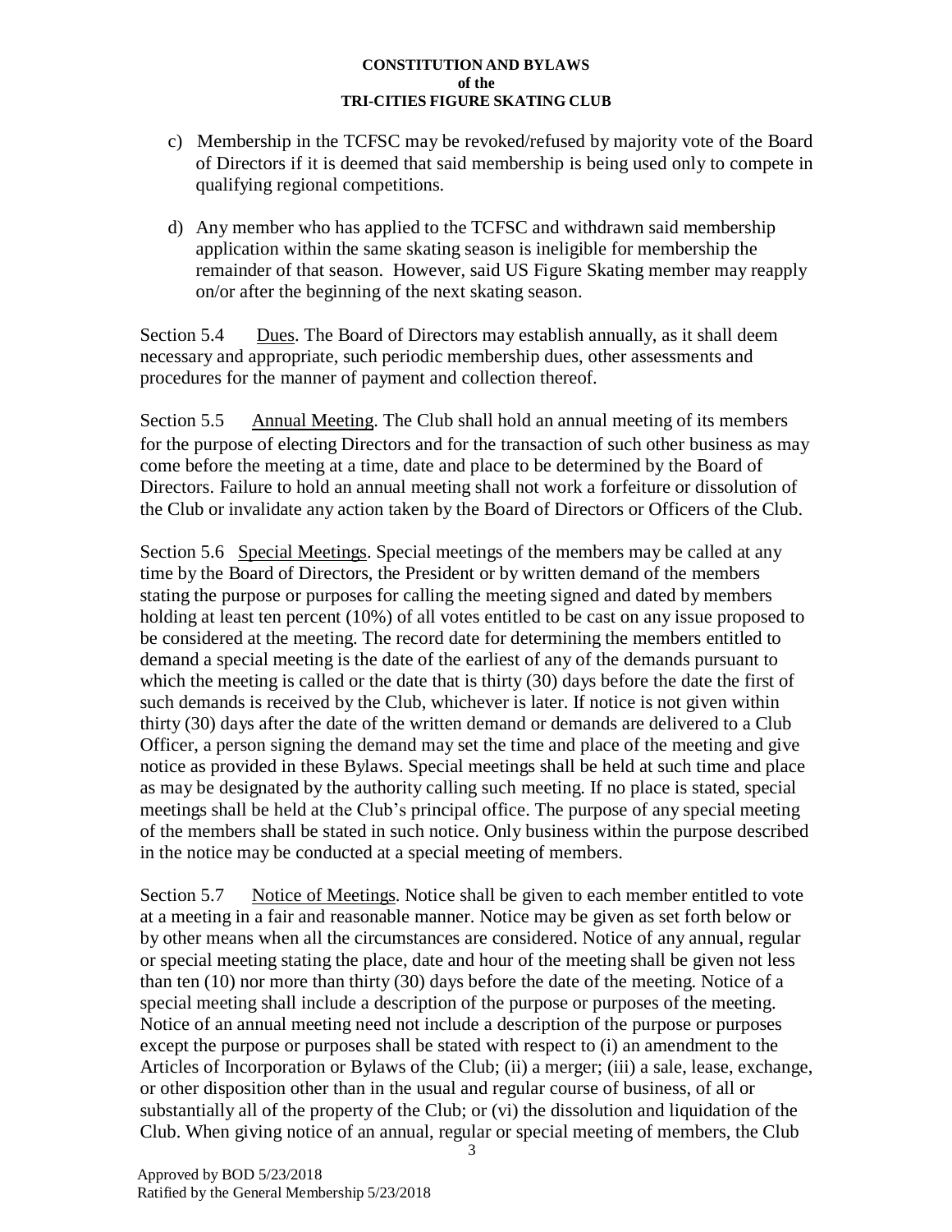c) Membership in the TCFSC may be revoked/refused by majority vote of the Board of Directors if it is deemed that said membership is being used only to compete in qualifying regional competitions.

d) Any member who has applied to the TCFSC and withdrawn said membership application within the same skating season is ineligible for membership the remainder of that season. However, said US Figure Skating member may reapply on/or after the beginning of the next skating season.

Section 5.4 Dues. The Board of Directors may establish annually, as it shall deem necessary and appropriate, such periodic membership dues, other assessments and procedures for the manner of payment and collection thereof.

Section 5.5 Annual Meeting. The Club shall hold an annual meeting of its members for the purpose of electing Directors and for the transaction of such other business as may come before the meeting at a time, date and place to be determined by the Board of Directors. Failure to hold an annual meeting shall not work a forfeiture or dissolution of the Club or invalidate any action taken by the Board of Directors or Officers of the Club.

Section 5.6 Special Meetings. Special meetings of the members may be called at any time by the Board of Directors, the President or by written demand of the members stating the purpose or purposes for calling the meeting signed and dated by members holding at least ten percent (10%) of all votes entitled to be cast on any issue proposed to be considered at the meeting. The record date for determining the members entitled to demand a special meeting is the date of the earliest of any of the demands pursuant to which the meeting is called or the date that is thirty (30) days before the date the first of such demands is received by the Club, whichever is later. If notice is not given within thirty (30) days after the date of the written demand or demands are delivered to a Club Officer, a person signing the demand may set the time and place of the meeting and give notice as provided in these Bylaws. Special meetings shall be held at such time and place as may be designated by the authority calling such meeting. If no place is stated, special meetings shall be held at the Club's principal office. The purpose of any special meeting of the members shall be stated in such notice. Only business within the purpose described in the notice may be conducted at a special meeting of members.

Section 5.7 Notice of Meetings. Notice shall be given to each member entitled to vote at a meeting in a fair and reasonable manner. Notice may be given as set forth below or by other means when all the circumstances are considered. Notice of any annual, regular or special meeting stating the place, date and hour of the meeting shall be given not less than ten (10) nor more than thirty (30) days before the date of the meeting. Notice of a special meeting shall include a description of the purpose or purposes of the meeting. Notice of an annual meeting need not include a description of the purpose or purposes except the purpose or purposes shall be stated with respect to (i) an amendment to the Articles of Incorporation or Bylaws of the Club; (ii) a merger; (iii) a sale, lease, exchange, or other disposition other than in the usual and regular course of business, of all or substantially all of the property of the Club; or (vi) the dissolution and liquidation of the Club. When giving notice of an annual, regular or special meeting of members, the Club

Approved by BOD 5/23/2018
Ratified by the General Membership 5/23/2018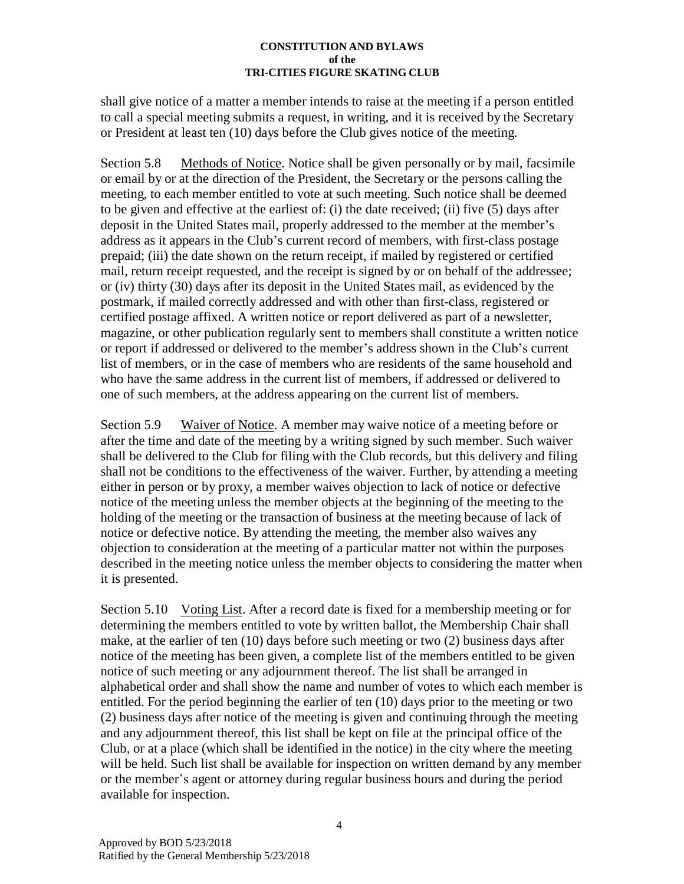shall give notice of a matter a member intends to raise at the meeting if a person entitled to call a special meeting submits a request, in writing, and it is received by the Secretary or President at least ten (10) days before the Club gives notice of the meeting.

Section 5.8 Methods of Notice. Notice shall be given personally or by mail, facsimile or email by or at the direction of the President, the Secretary or the persons calling the meeting, to each member entitled to vote at such meeting. Such notice shall be deemed to be given and effective at the earliest of: (i) the date received; (ii) five (5) days after deposit in the United States mail, properly addressed to the member at the member's address as it appears in the Club's current record of members, with first-class postage prepaid; (iii) the date shown on the return receipt, if mailed by registered or certified mail, return receipt requested, and the receipt is signed by or on behalf of the addressee; or (iv) thirty (30) days after its deposit in the United States mail, as evidenced by the postmark, if mailed correctly addressed and with other than first-class, registered or certified postage affixed. A written notice or report delivered as part of a newsletter, magazine, or other publication regularly sent to members shall constitute a written notice or report if addressed or delivered to the member's address shown in the Club's current list of members, or in the case of members who are residents of the same household and who have the same address in the current list of members, if addressed or delivered to one of such members, at the address appearing on the current list of members.

Section 5.9 Waiver of Notice. A member may waive notice of a meeting before or after the time and date of the meeting by a writing signed by such member. Such waiver shall be delivered to the Club for filing with the Club records, but this delivery and filing shall not be conditions to the effectiveness of the waiver. Further, by attending a meeting either in person or by proxy, a member waives objection to lack of notice or defective notice of the meeting unless the member objects at the beginning of the meeting to the holding of the meeting or the transaction of business at the meeting because of lack of notice or defective notice. By attending the meeting, the member also waives any objection to consideration at the meeting of a particular matter not within the purposes described in the meeting notice unless the member objects to considering the matter when it is presented.

Section 5.10 Voting List. After a record date is fixed for a membership meeting or for determining the members entitled to vote by written ballot, the Membership Chair shall make, at the earlier of ten (10) days before such meeting or two (2) business days after notice of the meeting has been given, a complete list of the members entitled to be given notice of such meeting or any adjournment thereof. The list shall be arranged in alphabetical order and shall show the name and number of votes to which each member is entitled. For the period beginning the earlier of ten (10) days prior to the meeting or two (2) business days after notice of the meeting is given and continuing through the meeting and any adjournment thereof, this list shall be kept on file at the principal office of the Club, or at a place (which shall be identified in the notice) in the city where the meeting will be held. Such list shall be available for inspection on written demand by any member or the member's agent or attorney during regular business hours and during the period available for inspection.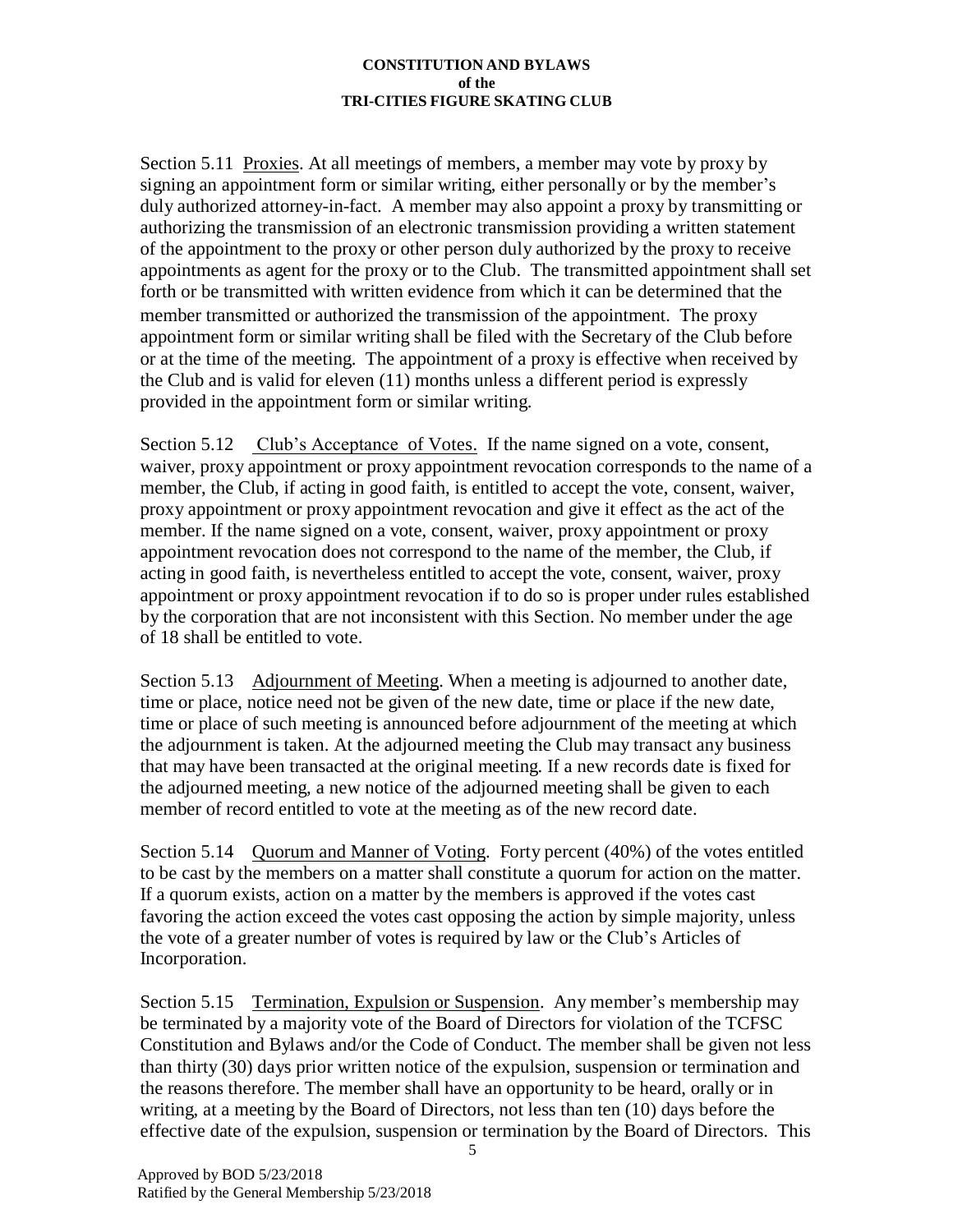Section 5.11 Proxies. At all meetings of members, a member may vote by proxy by signing an appointment form or similar writing, either personally or by the member's duly authorized attorney-in-fact. A member may also appoint a proxy by transmitting or authorizing the transmission of an electronic transmission providing a written statement of the appointment to the proxy or other person duly authorized by the proxy to receive appointments as agent for the proxy or to the Club. The transmitted appointment shall set forth or be transmitted with written evidence from which it can be determined that the member transmitted or authorized the transmission of the appointment. The proxy appointment form or similar writing shall be filed with the Secretary of the Club before or at the time of the meeting. The appointment of a proxy is effective when received by the Club and is valid for eleven (11) months unless a different period is expressly provided in the appointment form or similar writing.

Section 5.12 Club's Acceptance of Votes. If the name signed on a vote, consent, waiver, proxy appointment or proxy appointment revocation corresponds to the name of a member, the Club, if acting in good faith, is entitled to accept the vote, consent, waiver, proxy appointment or proxy appointment revocation and give it effect as the act of the member. If the name signed on a vote, consent, waiver, proxy appointment or proxy appointment revocation does not correspond to the name of the member, the Club, if acting in good faith, is nevertheless entitled to accept the vote, consent, waiver, proxy appointment or proxy appointment revocation if to do so is proper under rules established by the corporation that are not inconsistent with this Section. No member under the age of 18 shall be entitled to vote.

Section 5.13 Adjournment of Meeting. When a meeting is adjourned to another date, time or place, notice need not be given of the new date, time or place if the new date, time or place of such meeting is announced before adjournment of the meeting at which the adjournment is taken. At the adjourned meeting the Club may transact any business that may have been transacted at the original meeting. If a new records date is fixed for the adjourned meeting, a new notice of the adjourned meeting shall be given to each member of record entitled to vote at the meeting as of the new record date.

Section 5.14 Quorum and Manner of Voting. Forty percent (40%) of the votes entitled to be cast by the members on a matter shall constitute a quorum for action on the matter. If a quorum exists, action on a matter by the members is approved if the votes cast favoring the action exceed the votes cast opposing the action by simple majority, unless the vote of a greater number of votes is required by law or the Club's Articles of Incorporation.

Section 5.15 Termination, Expulsion or Suspension. Any member's membership may be terminated by a majority vote of the Board of Directors for violation of the TCFSC Constitution and Bylaws and/or the Code of Conduct. The member shall be given not less than thirty (30) days prior written notice of the expulsion, suspension or termination and the reasons therefore. The member shall have an opportunity to be heard, orally or in writing, at a meeting by the Board of Directors, not less than ten (10) days before the effective date of the expulsion, suspension or termination by the Board of Directors. This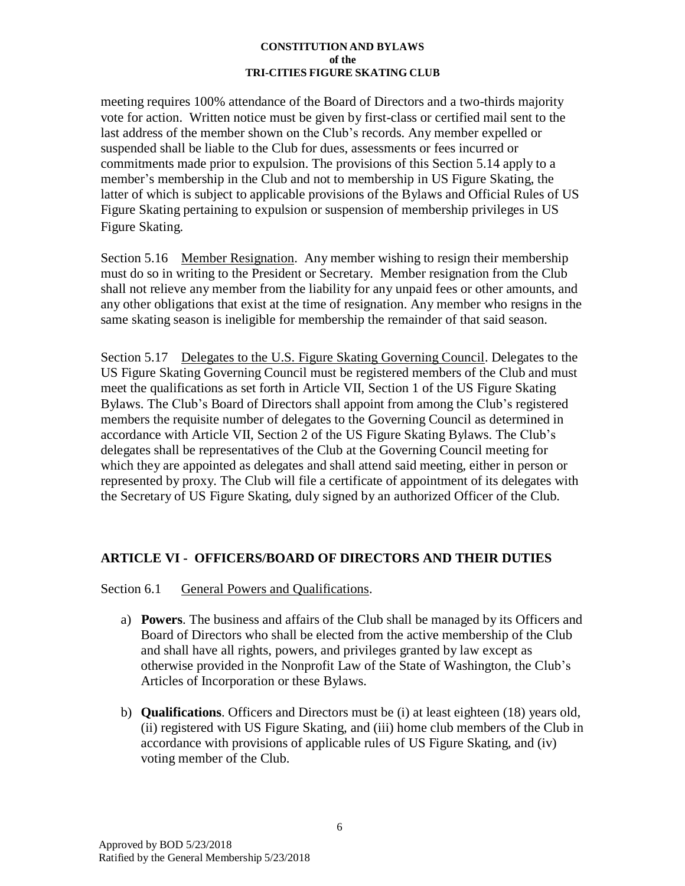meeting requires 100% attendance of the Board of Directors and a two-thirds majority vote for action. Written notice must be given by first-class or certified mail sent to the last address of the member shown on the Club's records. Any member expelled or suspended shall be liable to the Club for dues, assessments or fees incurred or commitments made prior to expulsion. The provisions of this Section 5.14 apply to a member's membership in the Club and not to membership in US Figure Skating, the latter of which is subject to applicable provisions of the Bylaws and Official Rules of US Figure Skating pertaining to expulsion or suspension of membership privileges in US Figure Skating.

Section 5.16 Member Resignation. Any member wishing to resign their membership must do so in writing to the President or Secretary. Member resignation from the Club shall not relieve any member from the liability for any unpaid fees or other amounts, and any other obligations that exist at the time of resignation. Any member who resigns in the same skating season is ineligible for membership the remainder of that said season.

Section 5.17 Delegates to the U.S. Figure Skating Governing Council. Delegates to the US Figure Skating Governing Council must be registered members of the Club and must meet the qualifications as set forth in Article VII, Section 1 of the US Figure Skating Bylaws. The Club's Board of Directors shall appoint from among the Club's registered members the requisite number of delegates to the Governing Council as determined in accordance with Article VII, Section 2 of the US Figure Skating Bylaws. The Club's delegates shall be representatives of the Club at the Governing Council meeting for which they are appointed as delegates and shall attend said meeting, either in person or represented by proxy. The Club will file a certificate of appointment of its delegates with the Secretary of US Figure Skating, duly signed by an authorized Officer of the Club.

## ARTICLE VI - OFFICERS/BOARD OF DIRECTORS AND THEIR DUTIES

Section 6.1 General Powers and Qualifications.

a) **Powers**. The business and affairs of the Club shall be managed by its Officers and Board of Directors who shall be elected from the active membership of the Club and shall have all rights, powers, and privileges granted by law except as otherwise provided in the Nonprofit Law of the State of Washington, the Club's Articles of Incorporation or these Bylaws.

b) **Qualifications**. Officers and Directors must be (i) at least eighteen (18) years old, (ii) registered with US Figure Skating, and (iii) home club members of the Club in accordance with provisions of applicable rules of US Figure Skating, and (iv) voting member of the Club.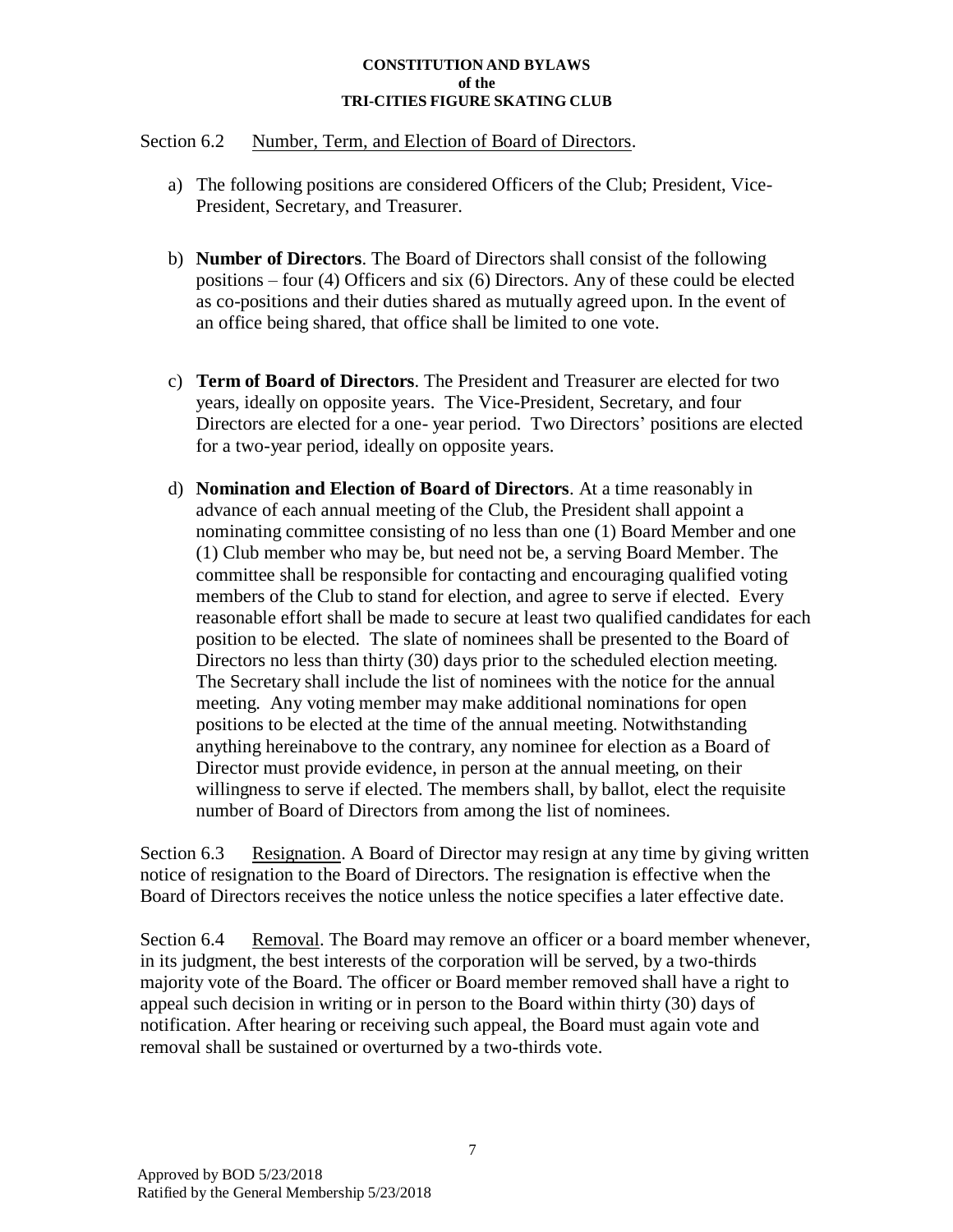Section 6.2 Number, Term, and Election of Board of Directors.

a) The following positions are considered Officers of the Club; President, Vice-President, Secretary, and Treasurer.

b) **Number of Directors**. The Board of Directors shall consist of the following positions – four (4) Officers and six (6) Directors. Any of these could be elected as co-positions and their duties shared as mutually agreed upon. In the event of an office being shared, that office shall be limited to one vote.

c) **Term of Board of Directors**. The President and Treasurer are elected for two years, ideally on opposite years. The Vice-President, Secretary, and four Directors are elected for a one- year period. Two Directors' positions are elected for a two-year period, ideally on opposite years.

d) **Nomination and Election of Board of Directors**. At a time reasonably in advance of each annual meeting of the Club, the President shall appoint a nominating committee consisting of no less than one (1) Board Member and one (1) Club member who may be, but need not be, a serving Board Member. The committee shall be responsible for contacting and encouraging qualified voting members of the Club to stand for election, and agree to serve if elected. Every reasonable effort shall be made to secure at least two qualified candidates for each position to be elected. The slate of nominees shall be presented to the Board of Directors no less than thirty (30) days prior to the scheduled election meeting. The Secretary shall include the list of nominees with the notice for the annual meeting. Any voting member may make additional nominations for open positions to be elected at the time of the annual meeting. Notwithstanding anything hereinabove to the contrary, any nominee for election as a Board of Director must provide evidence, in person at the annual meeting, on their willingness to serve if elected. The members shall, by ballot, elect the requisite number of Board of Directors from among the list of nominees.

Section 6.3 Resignation. A Board of Director may resign at any time by giving written notice of resignation to the Board of Directors. The resignation is effective when the Board of Directors receives the notice unless the notice specifies a later effective date.

Section 6.4 Removal. The Board may remove an officer or a board member whenever, in its judgment, the best interests of the corporation will be served, by a two-thirds majority vote of the Board. The officer or Board member removed shall have a right to appeal such decision in writing or in person to the Board within thirty (30) days of notification. After hearing or receiving such appeal, the Board must again vote and removal shall be sustained or overturned by a two-thirds vote.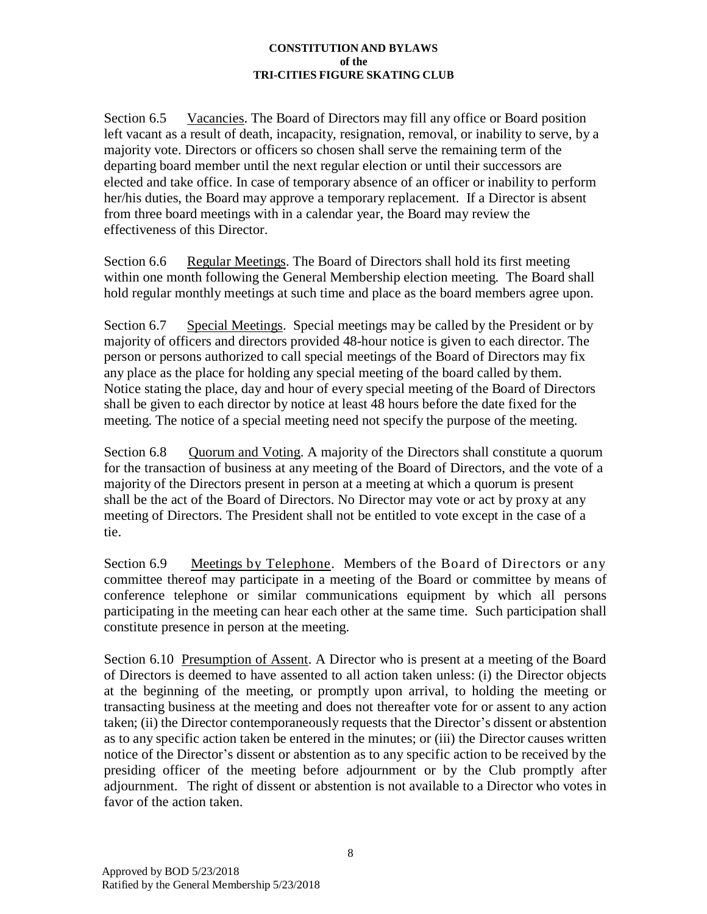Section 6.5 Vacancies. The Board of Directors may fill any office or Board position left vacant as a result of death, incapacity, resignation, removal, or inability to serve, by a majority vote. Directors or officers so chosen shall serve the remaining term of the departing board member until the next regular election or until their successors are elected and take office. In case of temporary absence of an officer or inability to perform her/his duties, the Board may approve a temporary replacement. If a Director is absent from three board meetings with in a calendar year, the Board may review the effectiveness of this Director.

Section 6.6 Regular Meetings. The Board of Directors shall hold its first meeting within one month following the General Membership election meeting. The Board shall hold regular monthly meetings at such time and place as the board members agree upon.

Section 6.7 Special Meetings. Special meetings may be called by the President or by majority of officers and directors provided 48-hour notice is given to each director. The person or persons authorized to call special meetings of the Board of Directors may fix any place as the place for holding any special meeting of the board called by them. Notice stating the place, day and hour of every special meeting of the Board of Directors shall be given to each director by notice at least 48 hours before the date fixed for the meeting. The notice of a special meeting need not specify the purpose of the meeting.

Section 6.8 Quorum and Voting. A majority of the Directors shall constitute a quorum for the transaction of business at any meeting of the Board of Directors, and the vote of a majority of the Directors present in person at a meeting at which a quorum is present shall be the act of the Board of Directors. No Director may vote or act by proxy at any meeting of Directors. The President shall not be entitled to vote except in the case of a tie.

Section 6.9 Meetings by Telephone. Members of the Board of Directors or any committee thereof may participate in a meeting of the Board or committee by means of conference telephone or similar communications equipment by which all persons participating in the meeting can hear each other at the same time. Such participation shall constitute presence in person at the meeting.

Section 6.10 Presumption of Assent. A Director who is present at a meeting of the Board of Directors is deemed to have assented to all action taken unless: (i) the Director objects at the beginning of the meeting, or promptly upon arrival, to holding the meeting or transacting business at the meeting and does not thereafter vote for or assent to any action taken; (ii) the Director contemporaneously requests that the Director's dissent or abstention as to any specific action taken be entered in the minutes; or (iii) the Director causes written notice of the Director's dissent or abstention as to any specific action to be received by the presiding officer of the meeting before adjournment or by the Club promptly after adjournment. The right of dissent or abstention is not available to a Director who votes in favor of the action taken.

Approved by BOD 5/23/2018
Ratified by the General Membership 5/23/2018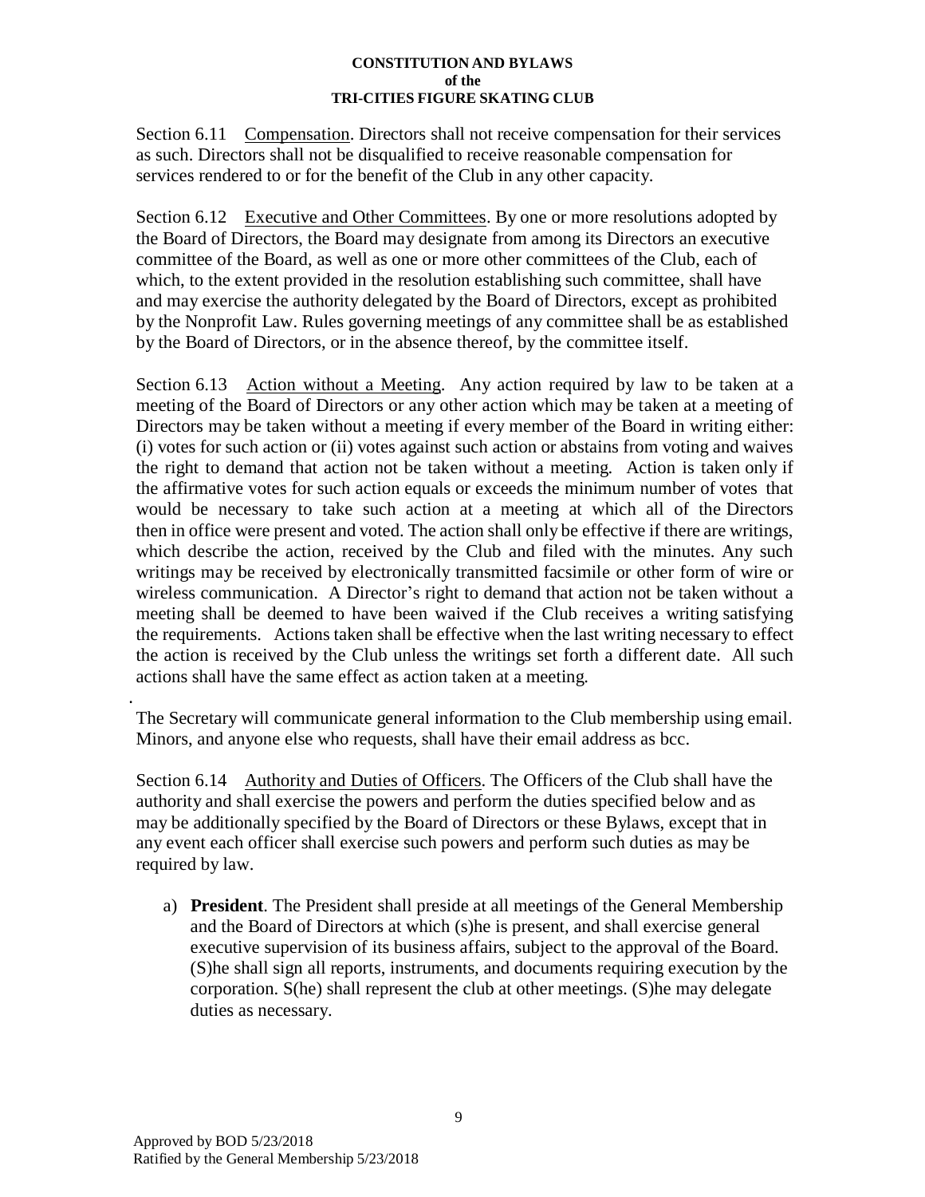Section 6.11 Compensation. Directors shall not receive compensation for their services as such. Directors shall not be disqualified to receive reasonable compensation for services rendered to or for the benefit of the Club in any other capacity.

Section 6.12 Executive and Other Committees. By one or more resolutions adopted by the Board of Directors, the Board may designate from among its Directors an executive committee of the Board, as well as one or more other committees of the Club, each of which, to the extent provided in the resolution establishing such committee, shall have and may exercise the authority delegated by the Board of Directors, except as prohibited by the Nonprofit Law. Rules governing meetings of any committee shall be as established by the Board of Directors, or in the absence thereof, by the committee itself.

Section 6.13 Action without a Meeting. Any action required by law to be taken at a meeting of the Board of Directors or any other action which may be taken at a meeting of Directors may be taken without a meeting if every member of the Board in writing either: (i) votes for such action or (ii) votes against such action or abstains from voting and waives the right to demand that action not be taken without a meeting. Action is taken only if the affirmative votes for such action equals or exceeds the minimum number of votes that would be necessary to take such action at a meeting at which all of the Directors then in office were present and voted. The action shall only be effective if there are writings, which describe the action, received by the Club and filed with the minutes. Any such writings may be received by electronically transmitted facsimile or other form of wire or wireless communication. A Director's right to demand that action not be taken without a meeting shall be deemed to have been waived if the Club receives a writing satisfying the requirements. Actions taken shall be effective when the last writing necessary to effect the action is received by the Club unless the writings set forth a different date. All such actions shall have the same effect as action taken at a meeting.

.

The Secretary will communicate general information to the Club membership using email. Minors, and anyone else who requests, shall have their email address as bcc.

Section 6.14 Authority and Duties of Officers. The Officers of the Club shall have the authority and shall exercise the powers and perform the duties specified below and as may be additionally specified by the Board of Directors or these Bylaws, except that in any event each officer shall exercise such powers and perform such duties as may be required by law.

a) **President**. The President shall preside at all meetings of the General Membership and the Board of Directors at which (s)he is present, and shall exercise general executive supervision of its business affairs, subject to the approval of the Board. (S)he shall sign all reports, instruments, and documents requiring execution by the corporation. S(he) shall represent the club at other meetings. (S)he may delegate duties as necessary.

Approved by BOD 5/23/2018
Ratified by the General Membership 5/23/2018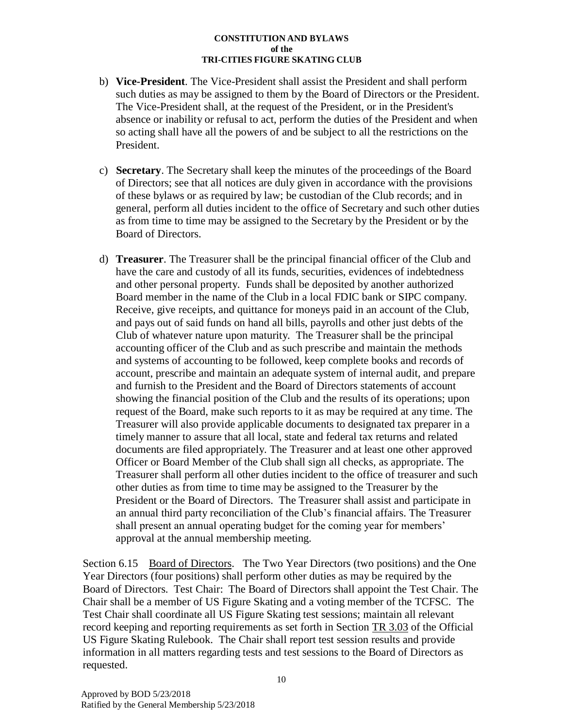b) **Vice-President**. The Vice-President shall assist the President and shall perform such duties as may be assigned to them by the Board of Directors or the President. The Vice-President shall, at the request of the President, or in the President's absence or inability or refusal to act, perform the duties of the President and when so acting shall have all the powers of and be subject to all the restrictions on the President.

c) **Secretary**. The Secretary shall keep the minutes of the proceedings of the Board of Directors; see that all notices are duly given in accordance with the provisions of these bylaws or as required by law; be custodian of the Club records; and in general, perform all duties incident to the office of Secretary and such other duties as from time to time may be assigned to the Secretary by the President or by the Board of Directors.

d) **Treasurer**. The Treasurer shall be the principal financial officer of the Club and have the care and custody of all its funds, securities, evidences of indebtedness and other personal property. Funds shall be deposited by another authorized Board member in the name of the Club in a local FDIC bank or SIPC company. Receive, give receipts, and quittance for moneys paid in an account of the Club, and pays out of said funds on hand all bills, payrolls and other just debts of the Club of whatever nature upon maturity. The Treasurer shall be the principal accounting officer of the Club and as such prescribe and maintain the methods and systems of accounting to be followed, keep complete books and records of account, prescribe and maintain an adequate system of internal audit, and prepare and furnish to the President and the Board of Directors statements of account showing the financial position of the Club and the results of its operations; upon request of the Board, make such reports to it as may be required at any time. The Treasurer will also provide applicable documents to designated tax preparer in a timely manner to assure that all local, state and federal tax returns and related documents are filed appropriately. The Treasurer and at least one other approved Officer or Board Member of the Club shall sign all checks, as appropriate. The Treasurer shall perform all other duties incident to the office of treasurer and such other duties as from time to time may be assigned to the Treasurer by the President or the Board of Directors. The Treasurer shall assist and participate in an annual third party reconciliation of the Club's financial affairs. The Treasurer shall present an annual operating budget for the coming year for members' approval at the annual membership meeting.

Section 6.15 Board of Directors. The Two Year Directors (two positions) and the One Year Directors (four positions) shall perform other duties as may be required by the Board of Directors. Test Chair: The Board of Directors shall appoint the Test Chair. The Chair shall be a member of US Figure Skating and a voting member of the TCFSC. The Test Chair shall coordinate all US Figure Skating test sessions; maintain all relevant record keeping and reporting requirements as set forth in Section TR 3.03 of the Official US Figure Skating Rulebook. The Chair shall report test session results and provide information in all matters regarding tests and test sessions to the Board of Directors as requested.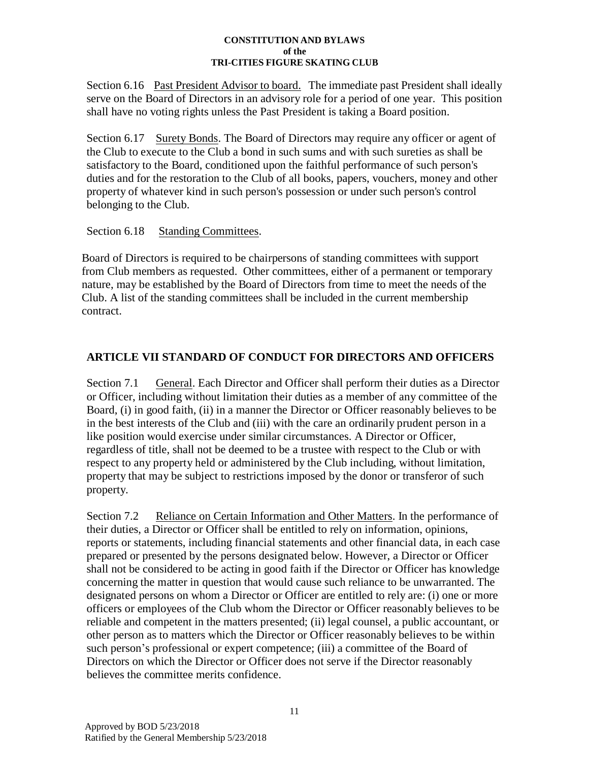Section 6.16 Past President Advisor to board. The immediate past President shall ideally serve on the Board of Directors in an advisory role for a period of one year. This position shall have no voting rights unless the Past President is taking a Board position.

Section 6.17 Surety Bonds. The Board of Directors may require any officer or agent of the Club to execute to the Club a bond in such sums and with such sureties as shall be satisfactory to the Board, conditioned upon the faithful performance of such person's duties and for the restoration to the Club of all books, papers, vouchers, money and other property of whatever kind in such person's possession or under such person's control belonging to the Club.

Section 6.18 Standing Committees.

Board of Directors is required to be chairpersons of standing committees with support from Club members as requested. Other committees, either of a permanent or temporary nature, may be established by the Board of Directors from time to meet the needs of the Club. A list of the standing committees shall be included in the current membership contract.

## ARTICLE VII STANDARD OF CONDUCT FOR DIRECTORS AND OFFICERS

Section 7.1 General. Each Director and Officer shall perform their duties as a Director or Officer, including without limitation their duties as a member of any committee of the Board, (i) in good faith, (ii) in a manner the Director or Officer reasonably believes to be in the best interests of the Club and (iii) with the care an ordinarily prudent person in a like position would exercise under similar circumstances. A Director or Officer, regardless of title, shall not be deemed to be a trustee with respect to the Club or with respect to any property held or administered by the Club including, without limitation, property that may be subject to restrictions imposed by the donor or transferor of such property.

Section 7.2 Reliance on Certain Information and Other Matters. In the performance of their duties, a Director or Officer shall be entitled to rely on information, opinions, reports or statements, including financial statements and other financial data, in each case prepared or presented by the persons designated below. However, a Director or Officer shall not be considered to be acting in good faith if the Director or Officer has knowledge concerning the matter in question that would cause such reliance to be unwarranted. The designated persons on whom a Director or Officer are entitled to rely are: (i) one or more officers or employees of the Club whom the Director or Officer reasonably believes to be reliable and competent in the matters presented; (ii) legal counsel, a public accountant, or other person as to matters which the Director or Officer reasonably believes to be within such person's professional or expert competence; (iii) a committee of the Board of Directors on which the Director or Officer does not serve if the Director reasonably believes the committee merits confidence.

Approved by BOD 5/23/2018
Ratified by the General Membership 5/23/2018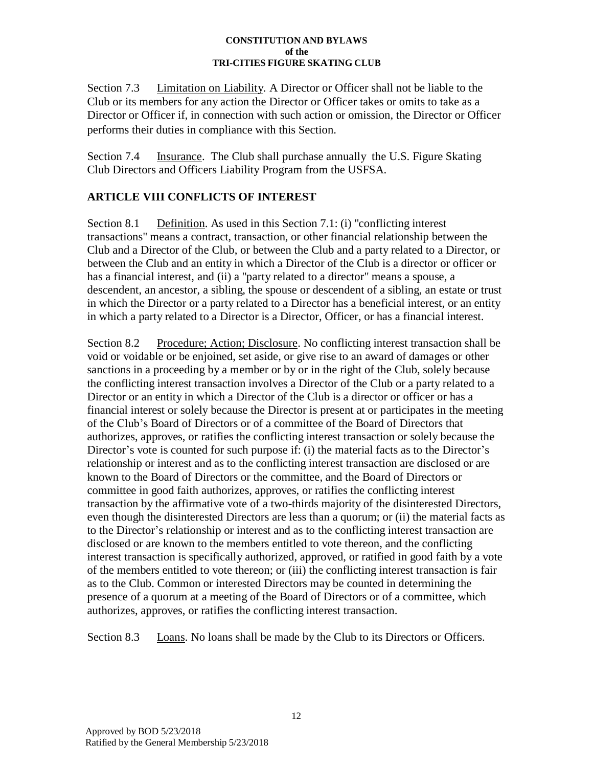Section 7.3 Limitation on Liability. A Director or Officer shall not be liable to the Club or its members for any action the Director or Officer takes or omits to take as a Director or Officer if, in connection with such action or omission, the Director or Officer performs their duties in compliance with this Section.

Section 7.4 Insurance. The Club shall purchase annually the U.S. Figure Skating Club Directors and Officers Liability Program from the USFSA.

## ARTICLE VIII CONFLICTS OF INTEREST

Section 8.1 Definition. As used in this Section 7.1: (i) "conflicting interest transactions" means a contract, transaction, or other financial relationship between the Club and a Director of the Club, or between the Club and a party related to a Director, or between the Club and an entity in which a Director of the Club is a director or officer or has a financial interest, and (ii) a "party related to a director" means a spouse, a descendent, an ancestor, a sibling, the spouse or descendent of a sibling, an estate or trust in which the Director or a party related to a Director has a beneficial interest, or an entity in which a party related to a Director is a Director, Officer, or has a financial interest.

Section 8.2 Procedure; Action; Disclosure. No conflicting interest transaction shall be void or voidable or be enjoined, set aside, or give rise to an award of damages or other sanctions in a proceeding by a member or by or in the right of the Club, solely because the conflicting interest transaction involves a Director of the Club or a party related to a Director or an entity in which a Director of the Club is a director or officer or has a financial interest or solely because the Director is present at or participates in the meeting of the Club's Board of Directors or of a committee of the Board of Directors that authorizes, approves, or ratifies the conflicting interest transaction or solely because the Director's vote is counted for such purpose if: (i) the material facts as to the Director's relationship or interest and as to the conflicting interest transaction are disclosed or are known to the Board of Directors or the committee, and the Board of Directors or committee in good faith authorizes, approves, or ratifies the conflicting interest transaction by the affirmative vote of a two-thirds majority of the disinterested Directors, even though the disinterested Directors are less than a quorum; or (ii) the material facts as to the Director's relationship or interest and as to the conflicting interest transaction are disclosed or are known to the members entitled to vote thereon, and the conflicting interest transaction is specifically authorized, approved, or ratified in good faith by a vote of the members entitled to vote thereon; or (iii) the conflicting interest transaction is fair as to the Club. Common or interested Directors may be counted in determining the presence of a quorum at a meeting of the Board of Directors or of a committee, which authorizes, approves, or ratifies the conflicting interest transaction.

Section 8.3 Loans. No loans shall be made by the Club to its Directors or Officers.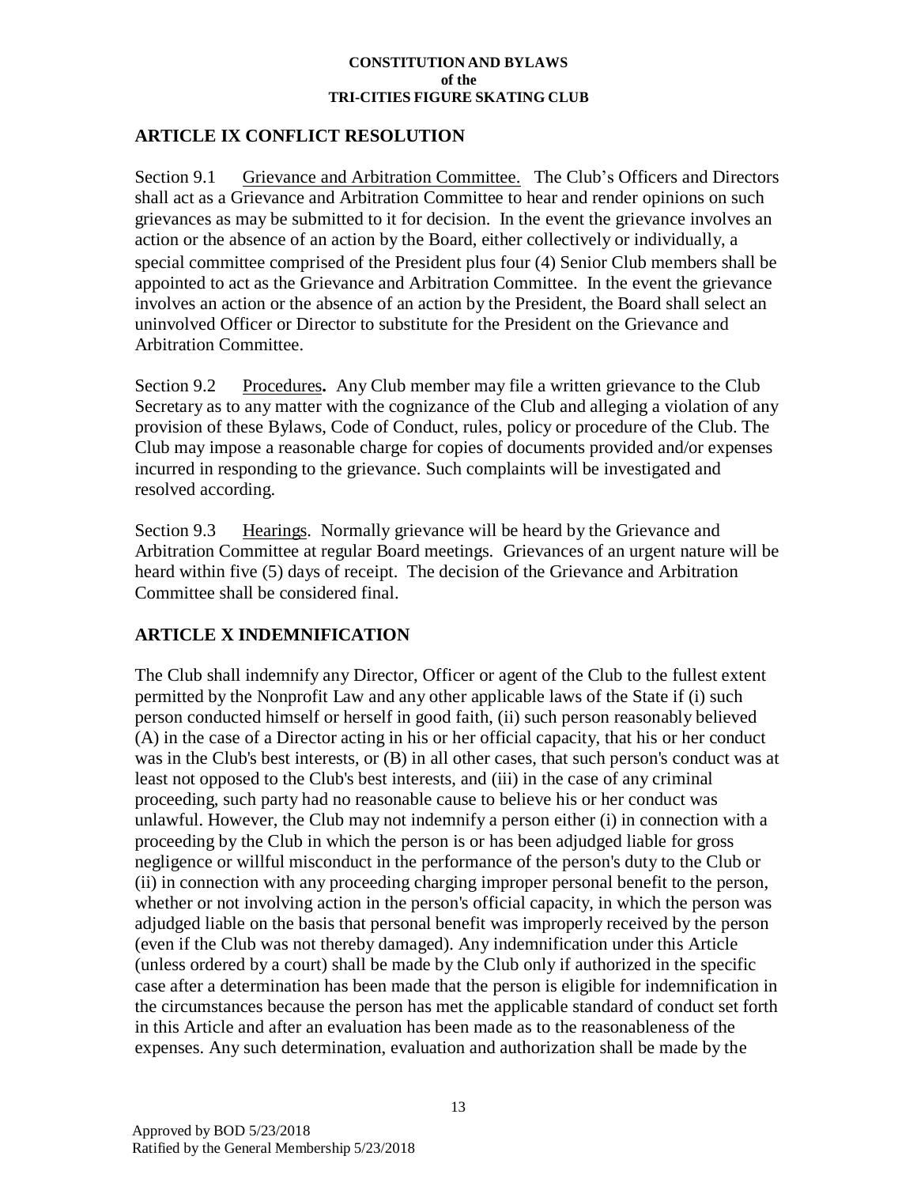## ARTICLE IX CONFLICT RESOLUTION

Section 9.1 Grievance and Arbitration Committee. The Club's Officers and Directors shall act as a Grievance and Arbitration Committee to hear and render opinions on such grievances as may be submitted to it for decision. In the event the grievance involves an action or the absence of an action by the Board, either collectively or individually, a special committee comprised of the President plus four (4) Senior Club members shall be appointed to act as the Grievance and Arbitration Committee. In the event the grievance involves an action or the absence of an action by the President, the Board shall select an uninvolved Officer or Director to substitute for the President on the Grievance and Arbitration Committee.

Section 9.2 Procedures**.** Any Club member may file a written grievance to the Club Secretary as to any matter with the cognizance of the Club and alleging a violation of any provision of these Bylaws, Code of Conduct, rules, policy or procedure of the Club. The Club may impose a reasonable charge for copies of documents provided and/or expenses incurred in responding to the grievance. Such complaints will be investigated and resolved according.

Section 9.3 Hearings. Normally grievance will be heard by the Grievance and Arbitration Committee at regular Board meetings. Grievances of an urgent nature will be heard within five (5) days of receipt. The decision of the Grievance and Arbitration Committee shall be considered final.

## ARTICLE X INDEMNIFICATION

The Club shall indemnify any Director, Officer or agent of the Club to the fullest extent permitted by the Nonprofit Law and any other applicable laws of the State if (i) such person conducted himself or herself in good faith, (ii) such person reasonably believed (A) in the case of a Director acting in his or her official capacity, that his or her conduct was in the Club's best interests, or (B) in all other cases, that such person's conduct was at least not opposed to the Club's best interests, and (iii) in the case of any criminal proceeding, such party had no reasonable cause to believe his or her conduct was unlawful. However, the Club may not indemnify a person either (i) in connection with a proceeding by the Club in which the person is or has been adjudged liable for gross negligence or willful misconduct in the performance of the person's duty to the Club or (ii) in connection with any proceeding charging improper personal benefit to the person, whether or not involving action in the person's official capacity, in which the person was adjudged liable on the basis that personal benefit was improperly received by the person (even if the Club was not thereby damaged). Any indemnification under this Article (unless ordered by a court) shall be made by the Club only if authorized in the specific case after a determination has been made that the person is eligible for indemnification in the circumstances because the person has met the applicable standard of conduct set forth in this Article and after an evaluation has been made as to the reasonableness of the expenses. Any such determination, evaluation and authorization shall be made by the

Approved by BOD 5/23/2018
Ratified by the General Membership 5/23/2018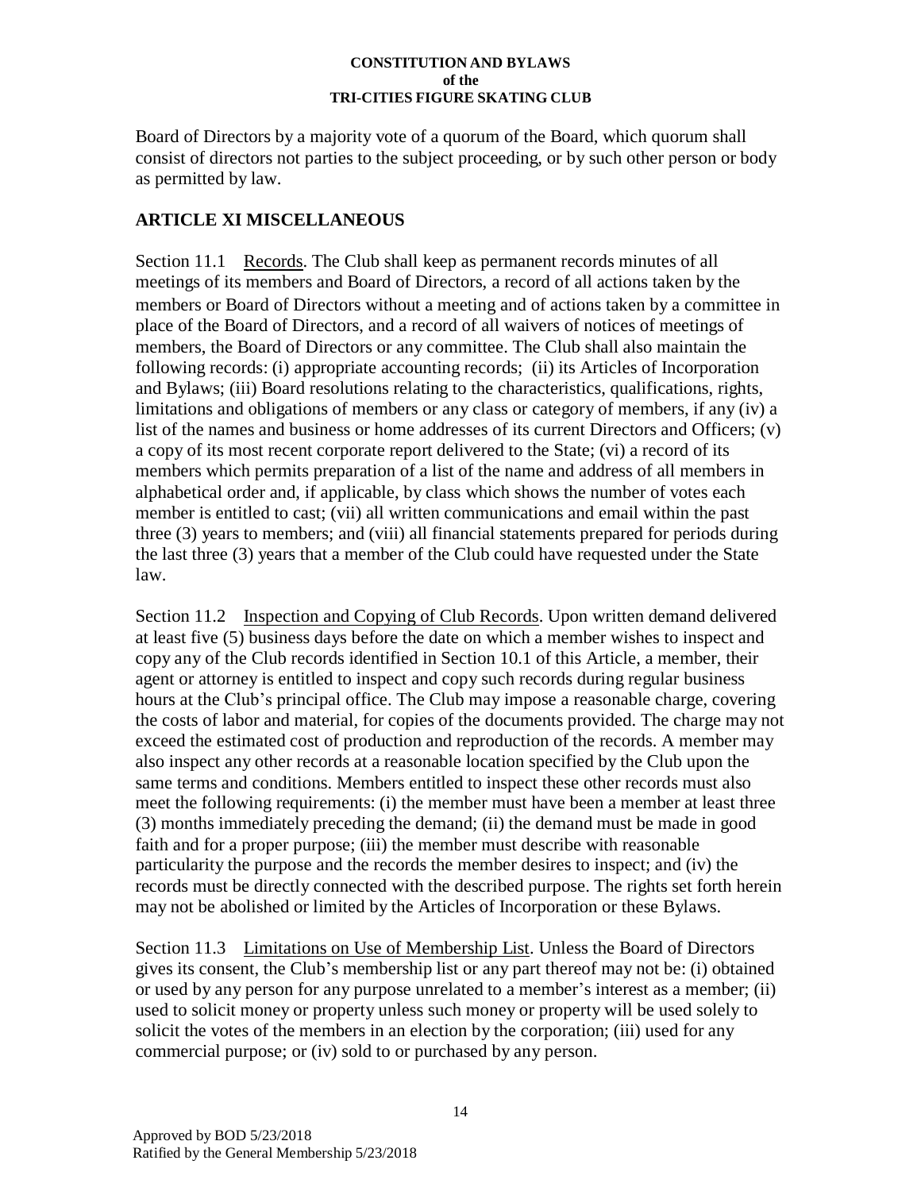Board of Directors by a majority vote of a quorum of the Board, which quorum shall consist of directors not parties to the subject proceeding, or by such other person or body as permitted by law.

## ARTICLE XI MISCELLANEOUS

Section 11.1 Records. The Club shall keep as permanent records minutes of all meetings of its members and Board of Directors, a record of all actions taken by the members or Board of Directors without a meeting and of actions taken by a committee in place of the Board of Directors, and a record of all waivers of notices of meetings of members, the Board of Directors or any committee. The Club shall also maintain the following records: (i) appropriate accounting records; (ii) its Articles of Incorporation and Bylaws; (iii) Board resolutions relating to the characteristics, qualifications, rights, limitations and obligations of members or any class or category of members, if any (iv) a list of the names and business or home addresses of its current Directors and Officers; (v) a copy of its most recent corporate report delivered to the State; (vi) a record of its members which permits preparation of a list of the name and address of all members in alphabetical order and, if applicable, by class which shows the number of votes each member is entitled to cast; (vii) all written communications and email within the past three (3) years to members; and (viii) all financial statements prepared for periods during the last three (3) years that a member of the Club could have requested under the State law.

Section 11.2 Inspection and Copying of Club Records. Upon written demand delivered at least five (5) business days before the date on which a member wishes to inspect and copy any of the Club records identified in Section 10.1 of this Article, a member, their agent or attorney is entitled to inspect and copy such records during regular business hours at the Club's principal office. The Club may impose a reasonable charge, covering the costs of labor and material, for copies of the documents provided. The charge may not exceed the estimated cost of production and reproduction of the records. A member may also inspect any other records at a reasonable location specified by the Club upon the same terms and conditions. Members entitled to inspect these other records must also meet the following requirements: (i) the member must have been a member at least three (3) months immediately preceding the demand; (ii) the demand must be made in good faith and for a proper purpose; (iii) the member must describe with reasonable particularity the purpose and the records the member desires to inspect; and (iv) the records must be directly connected with the described purpose. The rights set forth herein may not be abolished or limited by the Articles of Incorporation or these Bylaws.

Section 11.3 Limitations on Use of Membership List. Unless the Board of Directors gives its consent, the Club's membership list or any part thereof may not be: (i) obtained or used by any person for any purpose unrelated to a member's interest as a member; (ii) used to solicit money or property unless such money or property will be used solely to solicit the votes of the members in an election by the corporation; (iii) used for any commercial purpose; or (iv) sold to or purchased by any person.

Approved by BOD 5/23/2018
Ratified by the General Membership 5/23/2018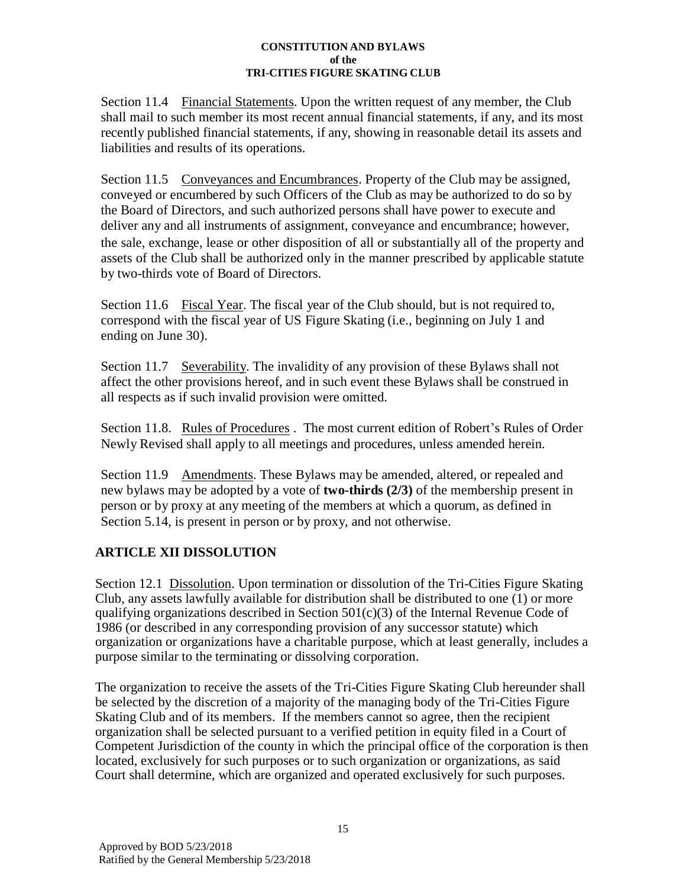Section 11.4 Financial Statements. Upon the written request of any member, the Club shall mail to such member its most recent annual financial statements, if any, and its most recently published financial statements, if any, showing in reasonable detail its assets and liabilities and results of its operations.

Section 11.5 Conveyances and Encumbrances. Property of the Club may be assigned, conveyed or encumbered by such Officers of the Club as may be authorized to do so by the Board of Directors, and such authorized persons shall have power to execute and deliver any and all instruments of assignment, conveyance and encumbrance; however, the sale, exchange, lease or other disposition of all or substantially all of the property and assets of the Club shall be authorized only in the manner prescribed by applicable statute by two-thirds vote of Board of Directors.

Section 11.6 Fiscal Year. The fiscal year of the Club should, but is not required to, correspond with the fiscal year of US Figure Skating (i.e., beginning on July 1 and ending on June 30).

Section 11.7 Severability. The invalidity of any provision of these Bylaws shall not affect the other provisions hereof, and in such event these Bylaws shall be construed in all respects as if such invalid provision were omitted.

Section 11.8. Rules of Procedures . The most current edition of Robert's Rules of Order Newly Revised shall apply to all meetings and procedures, unless amended herein.

Section 11.9 Amendments. These Bylaws may be amended, altered, or repealed and new bylaws may be adopted by a vote of **two-thirds (2/3)** of the membership present in person or by proxy at any meeting of the members at which a quorum, as defined in Section 5.14, is present in person or by proxy, and not otherwise.

## ARTICLE XII DISSOLUTION

Section 12.1 Dissolution. Upon termination or dissolution of the Tri-Cities Figure Skating Club, any assets lawfully available for distribution shall be distributed to one (1) or more qualifying organizations described in Section 501(c)(3) of the Internal Revenue Code of 1986 (or described in any corresponding provision of any successor statute) which organization or organizations have a charitable purpose, which at least generally, includes a purpose similar to the terminating or dissolving corporation.

The organization to receive the assets of the Tri-Cities Figure Skating Club hereunder shall be selected by the discretion of a majority of the managing body of the Tri-Cities Figure Skating Club and of its members. If the members cannot so agree, then the recipient organization shall be selected pursuant to a verified petition in equity filed in a Court of Competent Jurisdiction of the county in which the principal office of the corporation is then located, exclusively for such purposes or to such organization or organizations, as said Court shall determine, which are organized and operated exclusively for such purposes.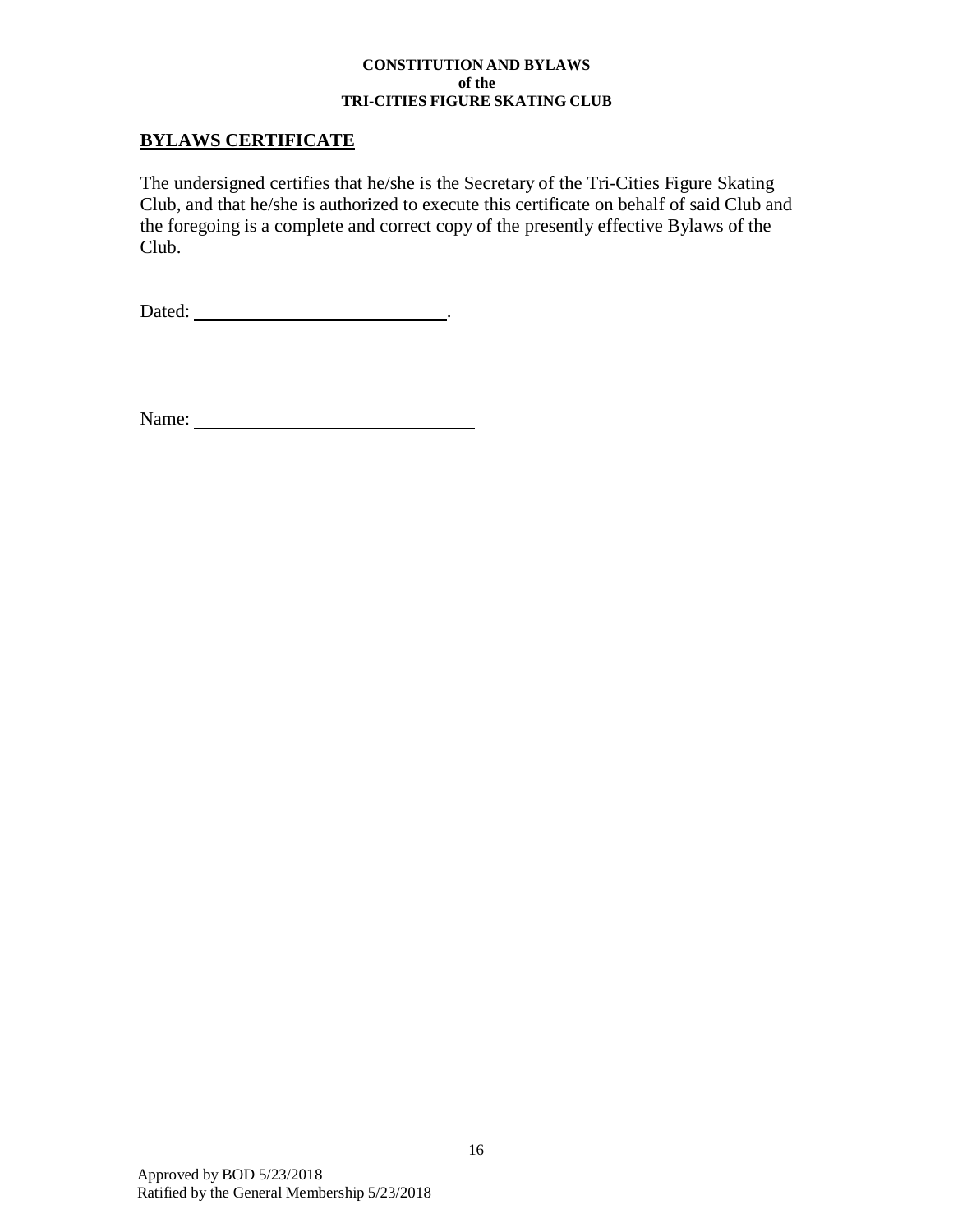## BYLAWS CERTIFICATE

The undersigned certifies that he/she is the Secretary of the Tri-Cities Figure Skating Club, and that he/she is authorized to execute this certificate on behalf of said Club and the foregoing is a complete and correct copy of the presently effective Bylaws of the Club.

Dated: ____________________________.

Name: ______________________________

Approved by BOD 5/23/2018
Ratified by the General Membership 5/23/2018